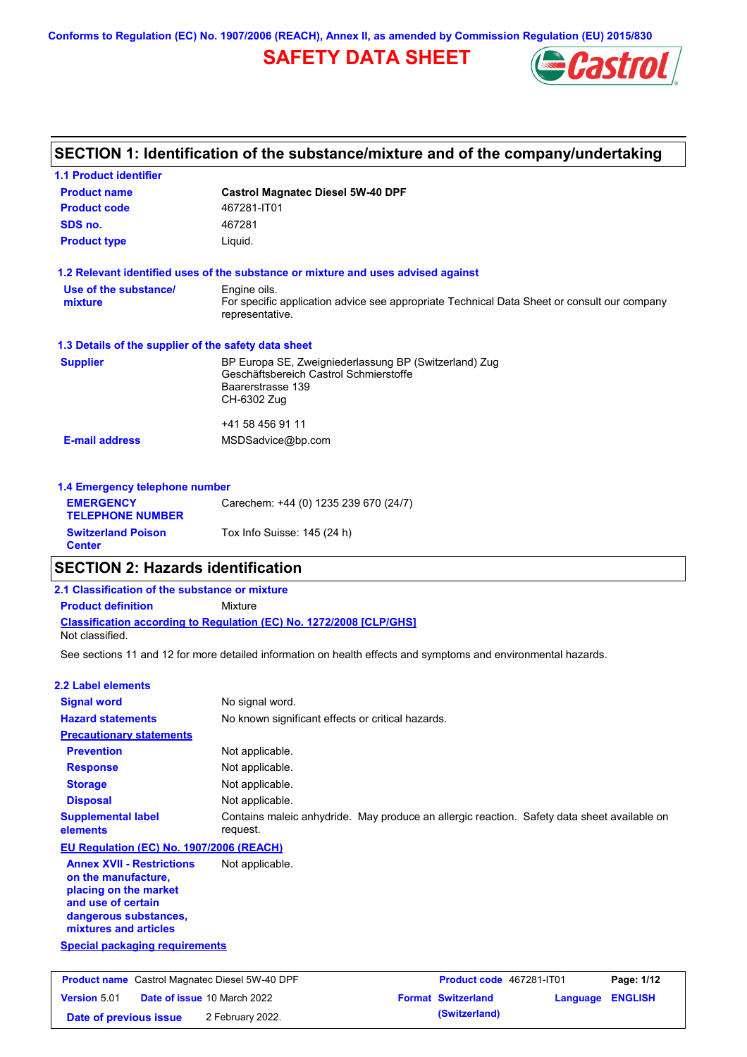Conforms to Regulation (EC) No. 1907/2006 (REACH), Annex II, as amended by Commission Regulation (EU) 2015/830

# SAFETY DATA SHEET

## SECTION 1: Identification of the substance/mixture and of the company/undertaking

### 1.1 Product identifier

| | |
|---|---|
| **Product name** | **Castrol Magnatec Diesel 5W-40 DPF** |
| **Product code** | 467281-IT01 |
| **SDS no.** | 467281 |
| **Product type** | Liquid. |

### 1.2 Relevant identified uses of the substance or mixture and uses advised against

| | |
|---|---|
| **Use of the substance/ mixture** | Engine oils. For specific application advice see appropriate Technical Data Sheet or consult our company representative. |

### 1.3 Details of the supplier of the safety data sheet

| | |
|---|---|
| **Supplier** | BP Europa SE, Zweigniederlassung BP (Switzerland) Zug<br>Geschäftsbereich Castrol Schmierstoffe<br>Baarerstrasse 139<br>CH-6302 Zug<br><br>+41 58 456 91 11 |
| **E-mail address** | MSDSadvice@bp.com |

### 1.4 Emergency telephone number

| | |
|---|---|
| **EMERGENCY TELEPHONE NUMBER** | Carechem: +44 (0) 1235 239 670 (24/7) |
| **Switzerland Poison Center** | Tox Info Suisse: 145 (24 h) |

## SECTION 2: Hazards identification

### 2.1 Classification of the substance or mixture

**Product definition** Mixture

**Classification according to Regulation (EC) No. 1272/2008 [CLP/GHS]**

Not classified.

See sections 11 and 12 for more detailed information on health effects and symptoms and environmental hazards.

### 2.2 Label elements

| | |
|---|---|
| **Signal word** | No signal word. |
| **Hazard statements** | No known significant effects or critical hazards. |
| **Precautionary statements** | |
| **Prevention** | Not applicable. |
| **Response** | Not applicable. |
| **Storage** | Not applicable. |
| **Disposal** | Not applicable. |
| **Supplemental label elements** | Contains maleic anhydride. May produce an allergic reaction. Safety data sheet available on request. |

**EU Regulation (EC) No. 1907/2006 (REACH)**

| | |
|---|---|
| **Annex XVII - Restrictions on the manufacture, placing on the market and use of certain dangerous substances, mixtures and articles** | Not applicable. |

**Special packaging requirements**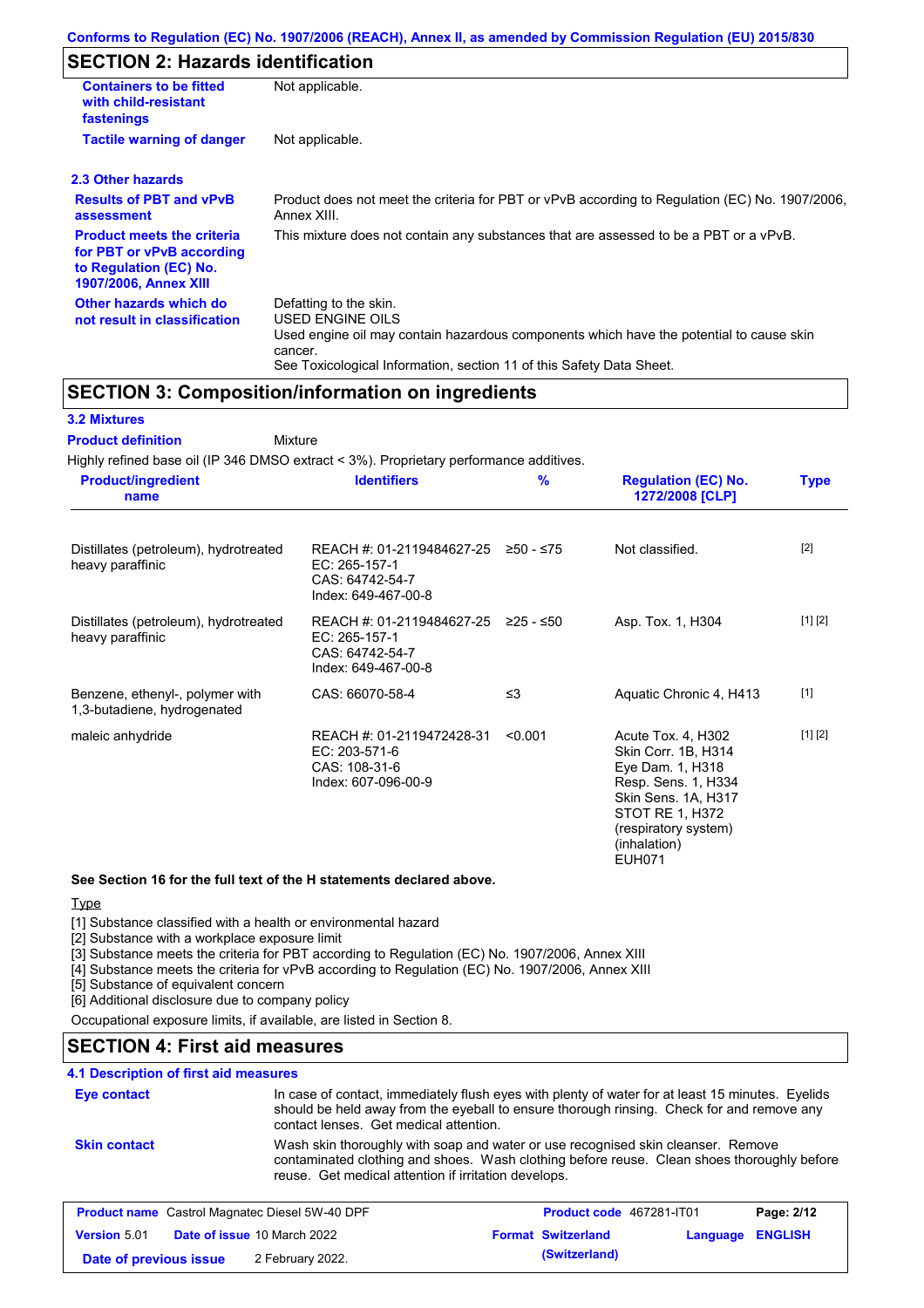## SECTION 2: Hazards identification

| | |
|---|---|
| **Containers to be fitted with child-resistant fastenings** | Not applicable. |
| **Tactile warning of danger** | Not applicable. |

### 2.3 Other hazards

| | |
|---|---|
| **Results of PBT and vPvB assessment** | Product does not meet the criteria for PBT or vPvB according to Regulation (EC) No. 1907/2006, Annex XIII. |
| **Product meets the criteria for PBT or vPvB according to Regulation (EC) No. 1907/2006, Annex XIII** | This mixture does not contain any substances that are assessed to be a PBT or a vPvB. |
| **Other hazards which do not result in classification** | Defatting to the skin.<br>USED ENGINE OILS<br>Used engine oil may contain hazardous components which have the potential to cause skin cancer.<br>See Toxicological Information, section 11 of this Safety Data Sheet. |

## SECTION 3: Composition/information on ingredients

### 3.2 Mixtures

**Product definition** Mixture

Highly refined base oil (IP 346 DMSO extract < 3%). Proprietary performance additives.

| Product/ingredient name | Identifiers | % | Regulation (EC) No. 1272/2008 [CLP] | Type |
|---|---|---|---|---|
| Distillates (petroleum), hydrotreated heavy paraffinic | REACH #: 01-2119484627-25<br>EC: 265-157-1<br>CAS: 64742-54-7<br>Index: 649-467-00-8 | ≥50 - ≤75 | Not classified. | [2] |
| Distillates (petroleum), hydrotreated heavy paraffinic | REACH #: 01-2119484627-25<br>EC: 265-157-1<br>CAS: 64742-54-7<br>Index: 649-467-00-8 | ≥25 - ≤50 | Asp. Tox. 1, H304 | [1] [2] |
| Benzene, ethenyl-, polymer with 1,3-butadiene, hydrogenated | CAS: 66070-58-4 | ≤3 | Aquatic Chronic 4, H413 | [1] |
| maleic anhydride | REACH #: 01-2119472428-31<br>EC: 203-571-6<br>CAS: 108-31-6<br>Index: 607-096-00-9 | <0.001 | Acute Tox. 4, H302<br>Skin Corr. 1B, H314<br>Eye Dam. 1, H318<br>Resp. Sens. 1, H334<br>Skin Sens. 1A, H317<br>STOT RE 1, H372 (respiratory system) (inhalation)<br>EUH071 | [1] [2] |

**See Section 16 for the full text of the H statements declared above.**

Type

[1] Substance classified with a health or environmental hazard
[2] Substance with a workplace exposure limit
[3] Substance meets the criteria for PBT according to Regulation (EC) No. 1907/2006, Annex XIII
[4] Substance meets the criteria for vPvB according to Regulation (EC) No. 1907/2006, Annex XIII
[5] Substance of equivalent concern
[6] Additional disclosure due to company policy

Occupational exposure limits, if available, are listed in Section 8.

## SECTION 4: First aid measures

### 4.1 Description of first aid measures

| | |
|---|---|
| **Eye contact** | In case of contact, immediately flush eyes with plenty of water for at least 15 minutes. Eyelids should be held away from the eyeball to ensure thorough rinsing. Check for and remove any contact lenses. Get medical attention. |
| **Skin contact** | Wash skin thoroughly with soap and water or use recognised skin cleanser. Remove contaminated clothing and shoes. Wash clothing before reuse. Clean shoes thoroughly before reuse. Get medical attention if irritation develops. |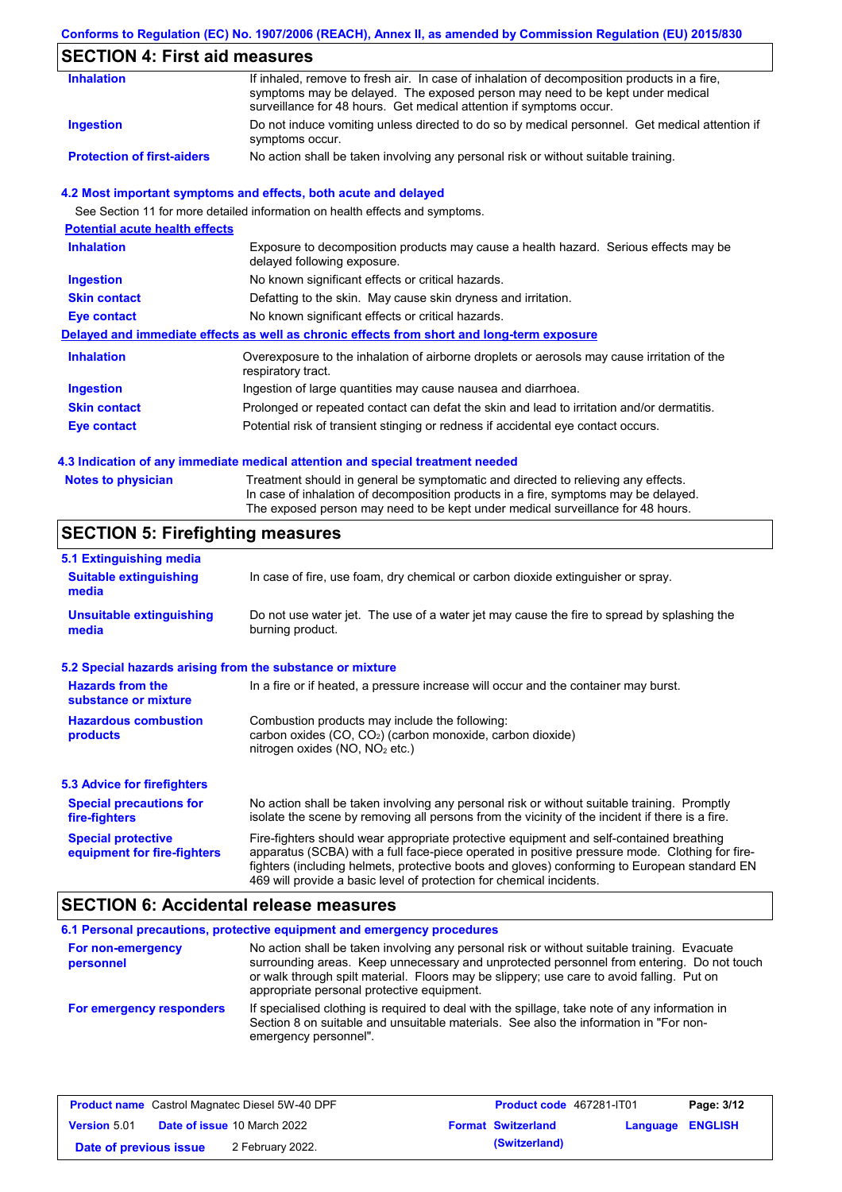## SECTION 4: First aid measures

| | |
|---|---|
| **Inhalation** | If inhaled, remove to fresh air. In case of inhalation of decomposition products in a fire, symptoms may be delayed. The exposed person may need to be kept under medical surveillance for 48 hours. Get medical attention if symptoms occur. |
| **Ingestion** | Do not induce vomiting unless directed to do so by medical personnel. Get medical attention if symptoms occur. |
| **Protection of first-aiders** | No action shall be taken involving any personal risk or without suitable training. |

### 4.2 Most important symptoms and effects, both acute and delayed

See Section 11 for more detailed information on health effects and symptoms.

**Potential acute health effects**

| | |
|---|---|
| **Inhalation** | Exposure to decomposition products may cause a health hazard. Serious effects may be delayed following exposure. |
| **Ingestion** | No known significant effects or critical hazards. |
| **Skin contact** | Defatting to the skin. May cause skin dryness and irritation. |
| **Eye contact** | No known significant effects or critical hazards. |

**Delayed and immediate effects as well as chronic effects from short and long-term exposure**

| | |
|---|---|
| **Inhalation** | Overexposure to the inhalation of airborne droplets or aerosols may cause irritation of the respiratory tract. |
| **Ingestion** | Ingestion of large quantities may cause nausea and diarrhoea. |
| **Skin contact** | Prolonged or repeated contact can defat the skin and lead to irritation and/or dermatitis. |
| **Eye contact** | Potential risk of transient stinging or redness if accidental eye contact occurs. |

### 4.3 Indication of any immediate medical attention and special treatment needed

| | |
|---|---|
| **Notes to physician** | Treatment should in general be symptomatic and directed to relieving any effects. In case of inhalation of decomposition products in a fire, symptoms may be delayed. The exposed person may need to be kept under medical surveillance for 48 hours. |

## SECTION 5: Firefighting measures

### 5.1 Extinguishing media

| | |
|---|---|
| **Suitable extinguishing media** | In case of fire, use foam, dry chemical or carbon dioxide extinguisher or spray. |
| **Unsuitable extinguishing media** | Do not use water jet. The use of a water jet may cause the fire to spread by splashing the burning product. |

### 5.2 Special hazards arising from the substance or mixture

| | |
|---|---|
| **Hazards from the substance or mixture** | In a fire or if heated, a pressure increase will occur and the container may burst. |
| **Hazardous combustion products** | Combustion products may include the following:<br>carbon oxides (CO, $CO_2$) (carbon monoxide, carbon dioxide)<br>nitrogen oxides (NO, $NO_2$ etc.) |

### 5.3 Advice for firefighters

| | |
|---|---|
| **Special precautions for fire-fighters** | No action shall be taken involving any personal risk or without suitable training. Promptly isolate the scene by removing all persons from the vicinity of the incident if there is a fire. |
| **Special protective equipment for fire-fighters** | Fire-fighters should wear appropriate protective equipment and self-contained breathing apparatus (SCBA) with a full face-piece operated in positive pressure mode. Clothing for fire-fighters (including helmets, protective boots and gloves) conforming to European standard EN 469 will provide a basic level of protection for chemical incidents. |

## SECTION 6: Accidental release measures

### 6.1 Personal precautions, protective equipment and emergency procedures

| | |
|---|---|
| **For non-emergency personnel** | No action shall be taken involving any personal risk or without suitable training. Evacuate surrounding areas. Keep unnecessary and unprotected personnel from entering. Do not touch or walk through spilt material. Floors may be slippery; use care to avoid falling. Put on appropriate personal protective equipment. |
| **For emergency responders** | If specialised clothing is required to deal with the spillage, take note of any information in Section 8 on suitable and unsuitable materials. See also the information in "For non-emergency personnel". |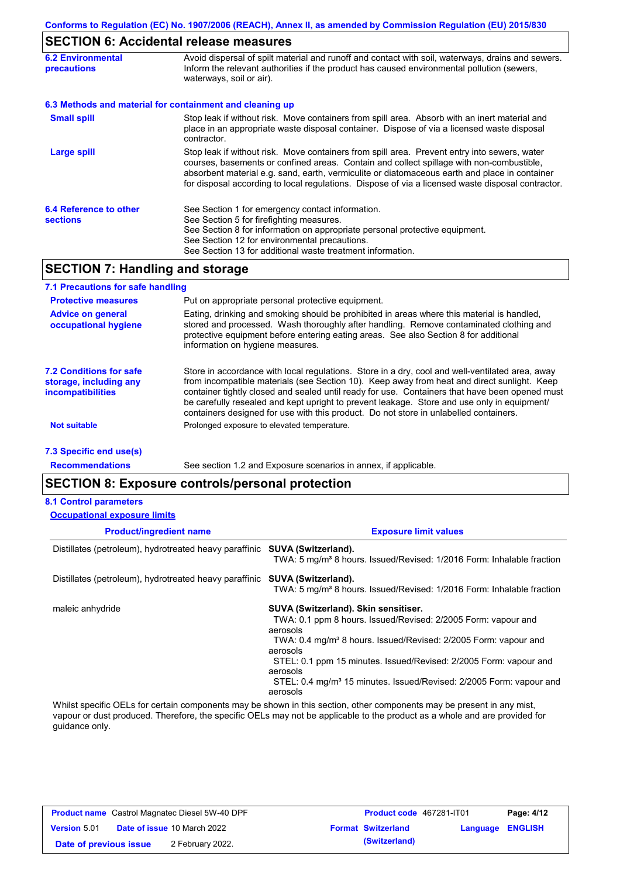## SECTION 6: Accidental release measures

**6.2 Environmental precautions**

Avoid dispersal of spilt material and runoff and contact with soil, waterways, drains and sewers. Inform the relevant authorities if the product has caused environmental pollution (sewers, waterways, soil or air).

**6.3 Methods and material for containment and cleaning up**

**Small spill**

Stop leak if without risk. Move containers from spill area. Absorb with an inert material and place in an appropriate waste disposal container. Dispose of via a licensed waste disposal contractor.

**Large spill**

Stop leak if without risk. Move containers from spill area. Prevent entry into sewers, water courses, basements or confined areas. Contain and collect spillage with non-combustible, absorbent material e.g. sand, earth, vermiculite or diatomaceous earth and place in container for disposal according to local regulations. Dispose of via a licensed waste disposal contractor.

**6.4 Reference to other sections**

See Section 1 for emergency contact information.
See Section 5 for firefighting measures.
See Section 8 for information on appropriate personal protective equipment.
See Section 12 for environmental precautions.
See Section 13 for additional waste treatment information.

## SECTION 7: Handling and storage

**7.1 Precautions for safe handling**

**Protective measures**

Put on appropriate personal protective equipment.

**Advice on general occupational hygiene**

Eating, drinking and smoking should be prohibited in areas where this material is handled, stored and processed. Wash thoroughly after handling. Remove contaminated clothing and protective equipment before entering eating areas. See also Section 8 for additional information on hygiene measures.

**7.2 Conditions for safe storage, including any incompatibilities**

Store in accordance with local regulations. Store in a dry, cool and well-ventilated area, away from incompatible materials (see Section 10). Keep away from heat and direct sunlight. Keep container tightly closed and sealed until ready for use. Containers that have been opened must be carefully resealed and kept upright to prevent leakage. Store and use only in equipment/ containers designed for use with this product. Do not store in unlabelled containers.

**Not suitable**

Prolonged exposure to elevated temperature.

**7.3 Specific end use(s)**

**Recommendations**

See section 1.2 and Exposure scenarios in annex, if applicable.

## SECTION 8: Exposure controls/personal protection

**8.1 Control parameters**

**Occupational exposure limits**

| Product/ingredient name | Exposure limit values |
|---|---|
| Distillates (petroleum), hydrotreated heavy paraffinic | **SUVA (Switzerland).**<br>TWA: 5 mg/m³ 8 hours. Issued/Revised: 1/2016 Form: Inhalable fraction |
| Distillates (petroleum), hydrotreated heavy paraffinic | **SUVA (Switzerland).**<br>TWA: 5 mg/m³ 8 hours. Issued/Revised: 1/2016 Form: Inhalable fraction |
| maleic anhydride | **SUVA (Switzerland). Skin sensitiser.**<br>TWA: 0.1 ppm 8 hours. Issued/Revised: 2/2005 Form: vapour and aerosols<br>TWA: 0.4 mg/m³ 8 hours. Issued/Revised: 2/2005 Form: vapour and aerosols<br>STEL: 0.1 ppm 15 minutes. Issued/Revised: 2/2005 Form: vapour and aerosols<br>STEL: 0.4 mg/m³ 15 minutes. Issued/Revised: 2/2005 Form: vapour and aerosols |

Whilst specific OELs for certain components may be shown in this section, other components may be present in any mist, vapour or dust produced. Therefore, the specific OELs may not be applicable to the product as a whole and are provided for guidance only.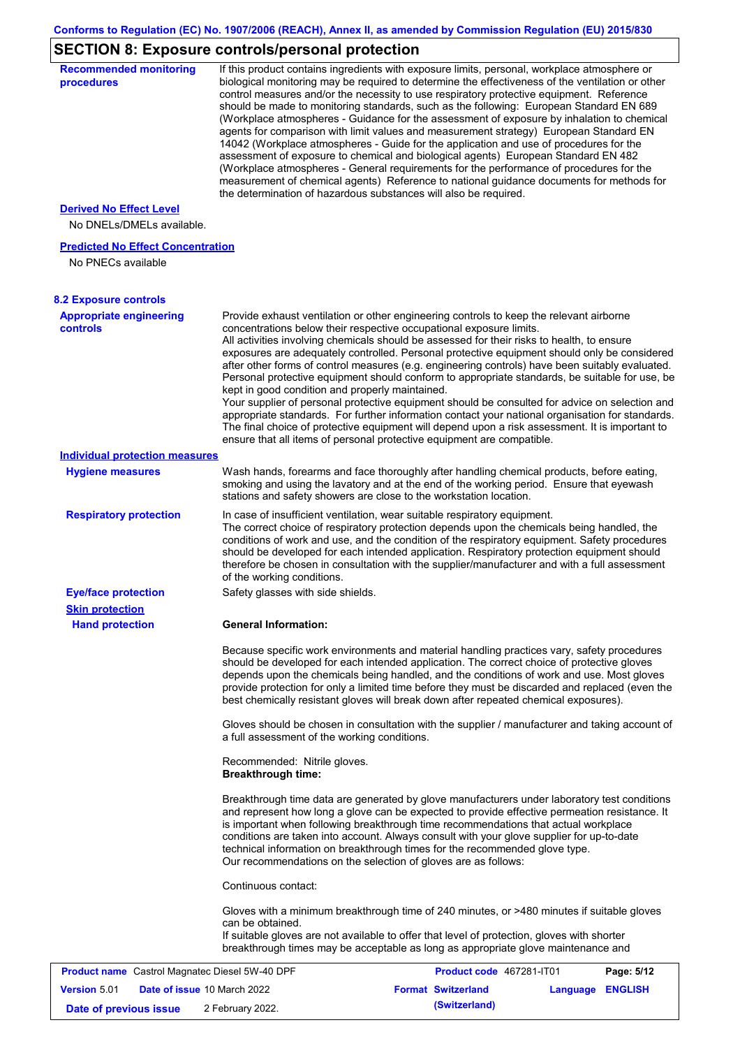## SECTION 8: Exposure controls/personal protection

**Recommended monitoring procedures**

If this product contains ingredients with exposure limits, personal, workplace atmosphere or biological monitoring may be required to determine the effectiveness of the ventilation or other control measures and/or the necessity to use respiratory protective equipment. Reference should be made to monitoring standards, such as the following: European Standard EN 689 (Workplace atmospheres - Guidance for the assessment of exposure by inhalation to chemical agents for comparison with limit values and measurement strategy) European Standard EN 14042 (Workplace atmospheres - Guide for the application and use of procedures for the assessment of exposure to chemical and biological agents) European Standard EN 482 (Workplace atmospheres - General requirements for the performance of procedures for the measurement of chemical agents) Reference to national guidance documents for methods for the determination of hazardous substances will also be required.

**Derived No Effect Level**

No DNELs/DMELs available.

**Predicted No Effect Concentration**

No PNECs available

### 8.2 Exposure controls

**Appropriate engineering controls**

Provide exhaust ventilation or other engineering controls to keep the relevant airborne concentrations below their respective occupational exposure limits.
All activities involving chemicals should be assessed for their risks to health, to ensure exposures are adequately controlled. Personal protective equipment should only be considered after other forms of control measures (e.g. engineering controls) have been suitably evaluated. Personal protective equipment should conform to appropriate standards, be suitable for use, be kept in good condition and properly maintained.
Your supplier of personal protective equipment should be consulted for advice on selection and appropriate standards. For further information contact your national organisation for standards. The final choice of protective equipment will depend upon a risk assessment. It is important to ensure that all items of personal protective equipment are compatible.

**Individual protection measures**

**Hygiene measures**

Wash hands, forearms and face thoroughly after handling chemical products, before eating, smoking and using the lavatory and at the end of the working period. Ensure that eyewash stations and safety showers are close to the workstation location.

**Respiratory protection**

In case of insufficient ventilation, wear suitable respiratory equipment.
The correct choice of respiratory protection depends upon the chemicals being handled, the conditions of work and use, and the condition of the respiratory equipment. Safety procedures should be developed for each intended application. Respiratory protection equipment should therefore be chosen in consultation with the supplier/manufacturer and with a full assessment of the working conditions.

**Eye/face protection**

Safety glasses with side shields.

**Skin protection**

**Hand protection**

**General Information:**

Because specific work environments and material handling practices vary, safety procedures should be developed for each intended application. The correct choice of protective gloves depends upon the chemicals being handled, and the conditions of work and use. Most gloves provide protection for only a limited time before they must be discarded and replaced (even the best chemically resistant gloves will break down after repeated chemical exposures).

Gloves should be chosen in consultation with the supplier / manufacturer and taking account of a full assessment of the working conditions.

Recommended: Nitrile gloves.
**Breakthrough time:**

Breakthrough time data are generated by glove manufacturers under laboratory test conditions and represent how long a glove can be expected to provide effective permeation resistance. It is important when following breakthrough time recommendations that actual workplace conditions are taken into account. Always consult with your glove supplier for up-to-date technical information on breakthrough times for the recommended glove type.
Our recommendations on the selection of gloves are as follows:

Continuous contact:

Gloves with a minimum breakthrough time of 240 minutes, or >480 minutes if suitable gloves can be obtained.
If suitable gloves are not available to offer that level of protection, gloves with shorter breakthrough times may be acceptable as long as appropriate glove maintenance and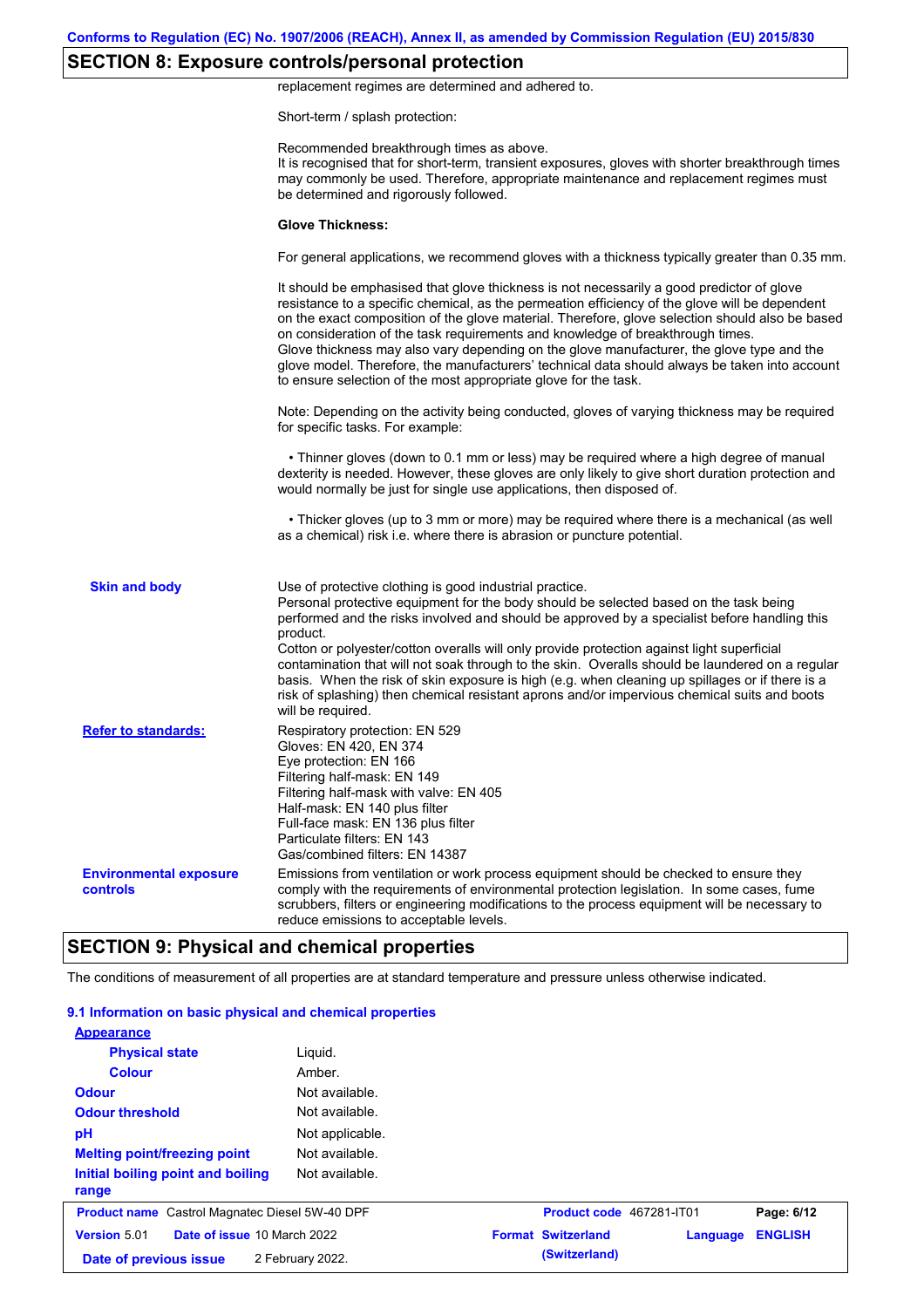## SECTION 8: Exposure controls/personal protection

replacement regimes are determined and adhered to.

Short-term / splash protection:

Recommended breakthrough times as above.
It is recognised that for short-term, transient exposures, gloves with shorter breakthrough times may commonly be used. Therefore, appropriate maintenance and replacement regimes must be determined and rigorously followed.

**Glove Thickness:**

For general applications, we recommend gloves with a thickness typically greater than 0.35 mm.

It should be emphasised that glove thickness is not necessarily a good predictor of glove resistance to a specific chemical, as the permeation efficiency of the glove will be dependent on the exact composition of the glove material. Therefore, glove selection should also be based on consideration of the task requirements and knowledge of breakthrough times.
Glove thickness may also vary depending on the glove manufacturer, the glove type and the glove model. Therefore, the manufacturers' technical data should always be taken into account to ensure selection of the most appropriate glove for the task.

Note: Depending on the activity being conducted, gloves of varying thickness may be required for specific tasks. For example:

• Thinner gloves (down to 0.1 mm or less) may be required where a high degree of manual dexterity is needed. However, these gloves are only likely to give short duration protection and would normally be just for single use applications, then disposed of.

• Thicker gloves (up to 3 mm or more) may be required where there is a mechanical (as well as a chemical) risk i.e. where there is abrasion or puncture potential.

**Skin and body**

Use of protective clothing is good industrial practice.
Personal protective equipment for the body should be selected based on the task being performed and the risks involved and should be approved by a specialist before handling this product.
Cotton or polyester/cotton overalls will only provide protection against light superficial contamination that will not soak through to the skin. Overalls should be laundered on a regular basis. When the risk of skin exposure is high (e.g. when cleaning up spillages or if there is a risk of splashing) then chemical resistant aprons and/or impervious chemical suits and boots will be required.

**Refer to standards:**

Respiratory protection: EN 529
Gloves: EN 420, EN 374
Eye protection: EN 166
Filtering half-mask: EN 149
Filtering half-mask with valve: EN 405
Half-mask: EN 140 plus filter
Full-face mask: EN 136 plus filter
Particulate filters: EN 143
Gas/combined filters: EN 14387

**Environmental exposure controls**

Emissions from ventilation or work process equipment should be checked to ensure they comply with the requirements of environmental protection legislation. In some cases, fume scrubbers, filters or engineering modifications to the process equipment will be necessary to reduce emissions to acceptable levels.

## SECTION 9: Physical and chemical properties

The conditions of measurement of all properties are at standard temperature and pressure unless otherwise indicated.

### 9.1 Information on basic physical and chemical properties

**Appearance**

| | |
|---|---|
| **Physical state** | Liquid. |
| **Colour** | Amber. |
| **Odour** | Not available. |
| **Odour threshold** | Not available. |
| **pH** | Not applicable. |
| **Melting point/freezing point** | Not available. |
| **Initial boiling point and boiling range** | Not available. |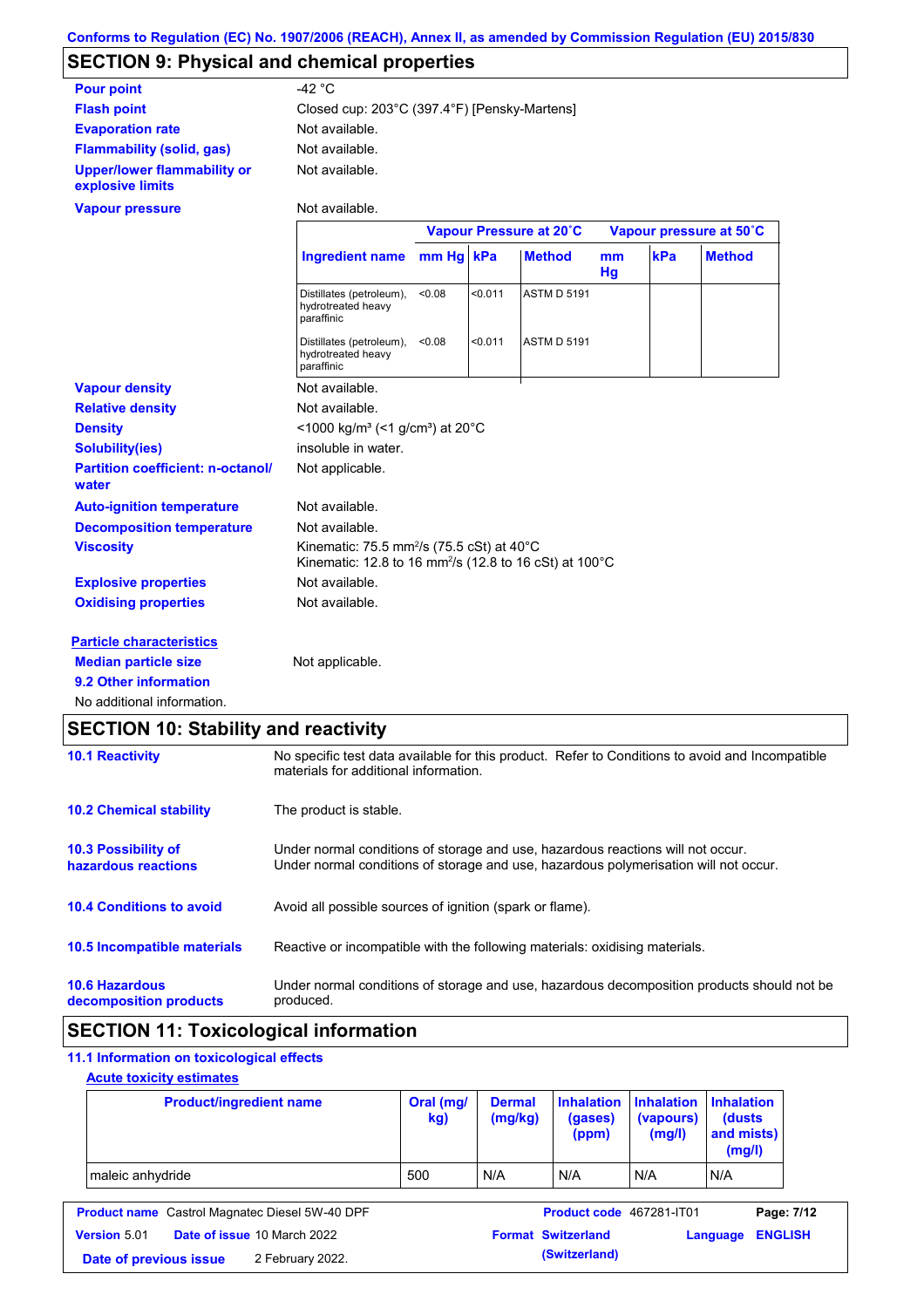Conforms to Regulation (EC) No. 1907/2006 (REACH), Annex II, as amended by Commission Regulation (EU) 2015/830

## SECTION 9: Physical and chemical properties

| | |
|---|---|
| **Pour point** | -42 °C |
| **Flash point** | Closed cup: 203°C (397.4°F) [Pensky-Martens] |
| **Evaporation rate** | Not available. |
| **Flammability (solid, gas)** | Not available. |
| **Upper/lower flammability or explosive limits** | Not available. |
| **Vapour pressure** | Not available. |

| | Vapour Pressure at 20˚C | | | Vapour pressure at 50˚C | | |
|---|---|---|---|---|---|---|
| **Ingredient name** | **mm Hg** | **kPa** | **Method** | **mm Hg** | **kPa** | **Method** |
| Distillates (petroleum), hydrotreated heavy paraffinic | <0.08 | <0.011 | ASTM D 5191 | | | |
| Distillates (petroleum), hydrotreated heavy paraffinic | <0.08 | <0.011 | ASTM D 5191 | | | |

| | |
|---|---|
| **Vapour density** | Not available. |
| **Relative density** | Not available. |
| **Density** | <1000 kg/m³ (<1 g/cm³) at 20°C |
| **Solubility(ies)** | insoluble in water. |
| **Partition coefficient: n-octanol/ water** | Not applicable. |
| **Auto-ignition temperature** | Not available. |
| **Decomposition temperature** | Not available. |
| **Viscosity** | Kinematic: 75.5 mm²/s (75.5 cSt) at 40°C<br>Kinematic: 12.8 to 16 mm²/s (12.8 to 16 cSt) at 100°C |
| **Explosive properties** | Not available. |
| **Oxidising properties** | Not available. |

**Particle characteristics**

**Median particle size** Not applicable.

**9.2 Other information**

No additional information.

## SECTION 10: Stability and reactivity

| | |
|---|---|
| **10.1 Reactivity** | No specific test data available for this product. Refer to Conditions to avoid and Incompatible materials for additional information. |
| **10.2 Chemical stability** | The product is stable. |
| **10.3 Possibility of hazardous reactions** | Under normal conditions of storage and use, hazardous reactions will not occur.<br>Under normal conditions of storage and use, hazardous polymerisation will not occur. |
| **10.4 Conditions to avoid** | Avoid all possible sources of ignition (spark or flame). |
| **10.5 Incompatible materials** | Reactive or incompatible with the following materials: oxidising materials. |
| **10.6 Hazardous decomposition products** | Under normal conditions of storage and use, hazardous decomposition products should not be produced. |

## SECTION 11: Toxicological information

**11.1 Information on toxicological effects**

**Acute toxicity estimates**

| Product/ingredient name | Oral (mg/kg) | Dermal (mg/kg) | Inhalation (gases) (ppm) | Inhalation (vapours) (mg/l) | Inhalation (dusts and mists) (mg/l) |
|---|---|---|---|---|---|
| maleic anhydride | 500 | N/A | N/A | N/A | N/A |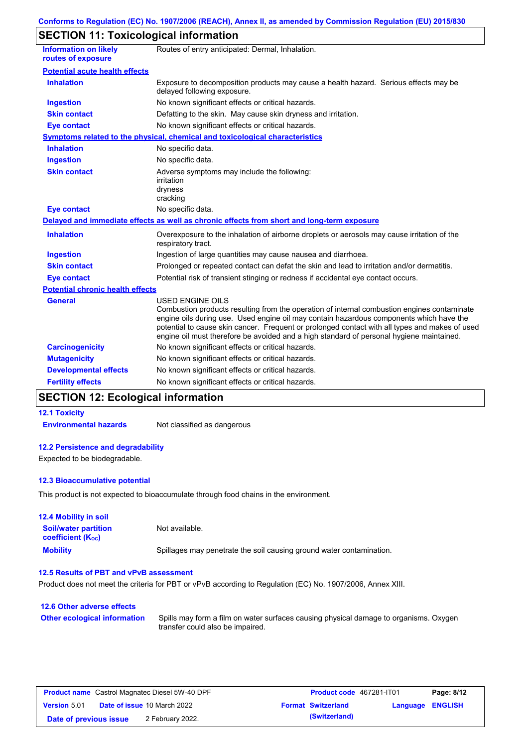## SECTION 11: Toxicological information

| | |
|---|---|
| **Information on likely routes of exposure** | Routes of entry anticipated: Dermal, Inhalation. |

**Potential acute health effects**

| | |
|---|---|
| **Inhalation** | Exposure to decomposition products may cause a health hazard. Serious effects may be delayed following exposure. |
| **Ingestion** | No known significant effects or critical hazards. |
| **Skin contact** | Defatting to the skin. May cause skin dryness and irritation. |
| **Eye contact** | No known significant effects or critical hazards. |

**Symptoms related to the physical, chemical and toxicological characteristics**

| | |
|---|---|
| **Inhalation** | No specific data. |
| **Ingestion** | No specific data. |
| **Skin contact** | Adverse symptoms may include the following:<br>irritation<br>dryness<br>cracking |
| **Eye contact** | No specific data. |

**Delayed and immediate effects as well as chronic effects from short and long-term exposure**

| | |
|---|---|
| **Inhalation** | Overexposure to the inhalation of airborne droplets or aerosols may cause irritation of the respiratory tract. |
| **Ingestion** | Ingestion of large quantities may cause nausea and diarrhoea. |
| **Skin contact** | Prolonged or repeated contact can defat the skin and lead to irritation and/or dermatitis. |
| **Eye contact** | Potential risk of transient stinging or redness if accidental eye contact occurs. |

**Potential chronic health effects**

| | |
|---|---|
| **General** | USED ENGINE OILS<br>Combustion products resulting from the operation of internal combustion engines contaminate engine oils during use. Used engine oil may contain hazardous components which have the potential to cause skin cancer. Frequent or prolonged contact with all types and makes of used engine oil must therefore be avoided and a high standard of personal hygiene maintained. |
| **Carcinogenicity** | No known significant effects or critical hazards. |
| **Mutagenicity** | No known significant effects or critical hazards. |
| **Developmental effects** | No known significant effects or critical hazards. |
| **Fertility effects** | No known significant effects or critical hazards. |

## SECTION 12: Ecological information

### 12.1 Toxicity

| | |
|---|---|
| **Environmental hazards** | Not classified as dangerous |

### 12.2 Persistence and degradability

Expected to be biodegradable.

### 12.3 Bioaccumulative potential

This product is not expected to bioaccumulate through food chains in the environment.

### 12.4 Mobility in soil

| | |
|---|---|
| **Soil/water partition coefficient ($K_{OC}$)** | Not available. |
| **Mobility** | Spillages may penetrate the soil causing ground water contamination. |

### 12.5 Results of PBT and vPvB assessment

Product does not meet the criteria for PBT or vPvB according to Regulation (EC) No. 1907/2006, Annex XIII.

### 12.6 Other adverse effects

| | |
|---|---|
| **Other ecological information** | Spills may form a film on water surfaces causing physical damage to organisms. Oxygen transfer could also be impaired. |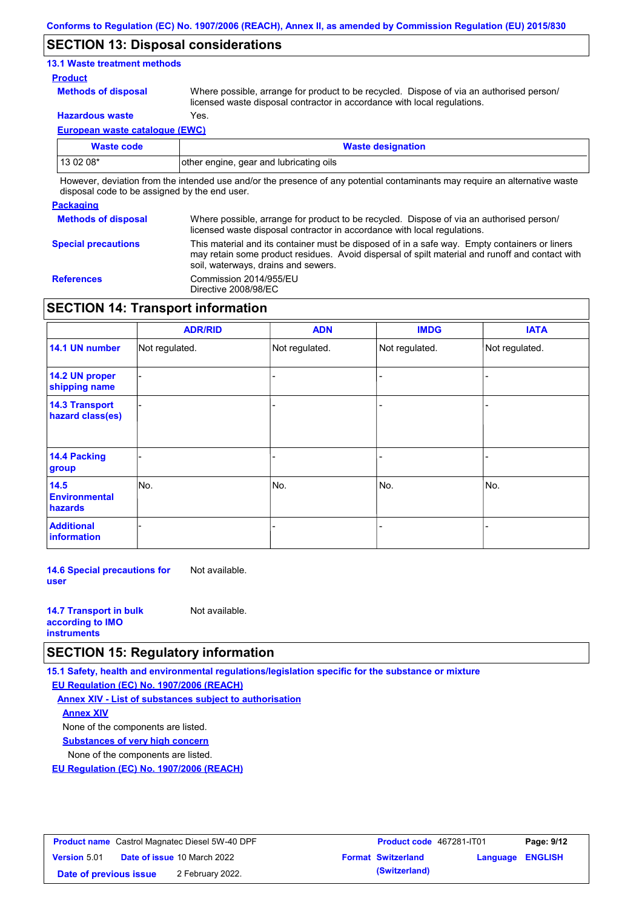## SECTION 13: Disposal considerations

### 13.1 Waste treatment methods

**Product**

**Methods of disposal** Where possible, arrange for product to be recycled. Dispose of via an authorised person/ licensed waste disposal contractor in accordance with local regulations.

**Hazardous waste** Yes.

**European waste catalogue (EWC)**

| Waste code | Waste designation |
| --- | --- |
| 13 02 08* | other engine, gear and lubricating oils |

However, deviation from the intended use and/or the presence of any potential contaminants may require an alternative waste disposal code to be assigned by the end user.

**Packaging**

**Methods of disposal** Where possible, arrange for product to be recycled. Dispose of via an authorised person/ licensed waste disposal contractor in accordance with local regulations.

**Special precautions** This material and its container must be disposed of in a safe way. Empty containers or liners may retain some product residues. Avoid dispersal of spilt material and runoff and contact with soil, waterways, drains and sewers.

**References** Commission 2014/955/EU
Directive 2008/98/EC

## SECTION 14: Transport information

| | ADR/RID | ADN | IMDG | IATA |
| --- | --- | --- | --- | --- |
| 14.1 UN number | Not regulated. | Not regulated. | Not regulated. | Not regulated. |
| 14.2 UN proper shipping name | - | - | - | - |
| 14.3 Transport hazard class(es) | - | - | - | - |
| 14.4 Packing group | - | - | - | - |
| 14.5 Environmental hazards | No. | No. | No. | No. |
| Additional information | - | - | - | - |

**14.6 Special precautions for user** Not available.

**14.7 Transport in bulk according to IMO instruments** Not available.

## SECTION 15: Regulatory information

### 15.1 Safety, health and environmental regulations/legislation specific for the substance or mixture

**EU Regulation (EC) No. 1907/2006 (REACH)**

**Annex XIV - List of substances subject to authorisation**

**Annex XIV**

None of the components are listed.

**Substances of very high concern**

None of the components are listed.

**EU Regulation (EC) No. 1907/2006 (REACH)**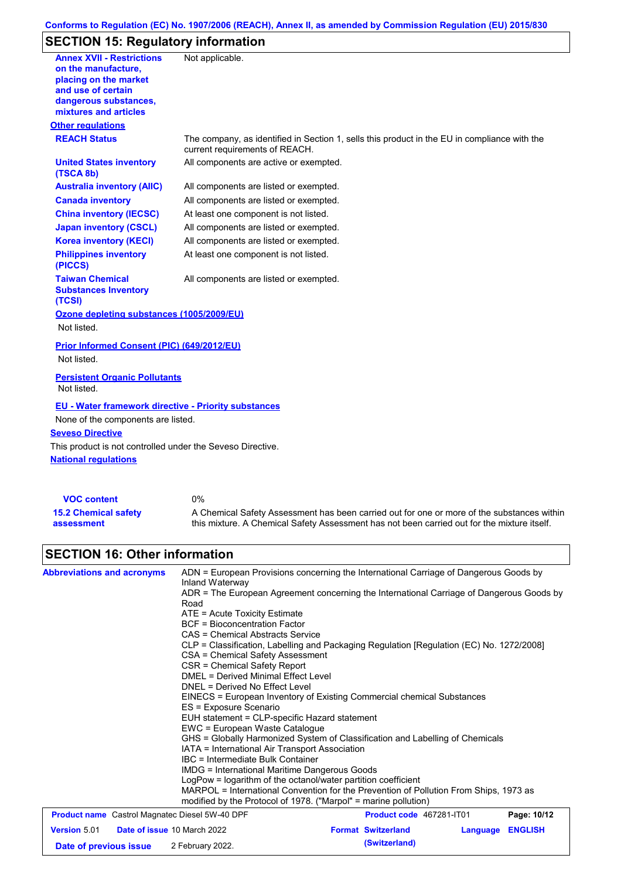## SECTION 15: Regulatory information

| | |
|---|---|
| **Annex XVII - Restrictions on the manufacture, placing on the market and use of certain dangerous substances, mixtures and articles** | Not applicable. |

**Other regulations**

| | |
|---|---|
| **REACH Status** | The company, as identified in Section 1, sells this product in the EU in compliance with the current requirements of REACH. |
| **United States inventory (TSCA 8b)** | All components are active or exempted. |
| **Australia inventory (AIIC)** | All components are listed or exempted. |
| **Canada inventory** | All components are listed or exempted. |
| **China inventory (IECSC)** | At least one component is not listed. |
| **Japan inventory (CSCL)** | All components are listed or exempted. |
| **Korea inventory (KECI)** | All components are listed or exempted. |
| **Philippines inventory (PICCS)** | At least one component is not listed. |
| **Taiwan Chemical Substances Inventory (TCSI)** | All components are listed or exempted. |

**Ozone depleting substances (1005/2009/EU)**

Not listed.

**Prior Informed Consent (PIC) (649/2012/EU)**

Not listed.

**Persistent Organic Pollutants**

Not listed.

**EU - Water framework directive - Priority substances**

None of the components are listed.

**Seveso Directive**

This product is not controlled under the Seveso Directive.

**National regulations**

| | |
|---|---|
| **VOC content** | 0% |
| **15.2 Chemical safety assessment** | A Chemical Safety Assessment has been carried out for one or more of the substances within this mixture. A Chemical Safety Assessment has not been carried out for the mixture itself. |

## SECTION 16: Other information

**Abbreviations and acronyms**

ADN = European Provisions concerning the International Carriage of Dangerous Goods by Inland Waterway
ADR = The European Agreement concerning the International Carriage of Dangerous Goods by Road
ATE = Acute Toxicity Estimate
BCF = Bioconcentration Factor
CAS = Chemical Abstracts Service
CLP = Classification, Labelling and Packaging Regulation [Regulation (EC) No. 1272/2008]
CSA = Chemical Safety Assessment
CSR = Chemical Safety Report
DMEL = Derived Minimal Effect Level
DNEL = Derived No Effect Level
EINECS = European Inventory of Existing Commercial chemical Substances
ES = Exposure Scenario
EUH statement = CLP-specific Hazard statement
EWC = European Waste Catalogue
GHS = Globally Harmonized System of Classification and Labelling of Chemicals
IATA = International Air Transport Association
IBC = Intermediate Bulk Container
IMDG = International Maritime Dangerous Goods
LogPow = logarithm of the octanol/water partition coefficient
MARPOL = International Convention for the Prevention of Pollution From Ships, 1973 as modified by the Protocol of 1978. ("Marpol" = marine pollution)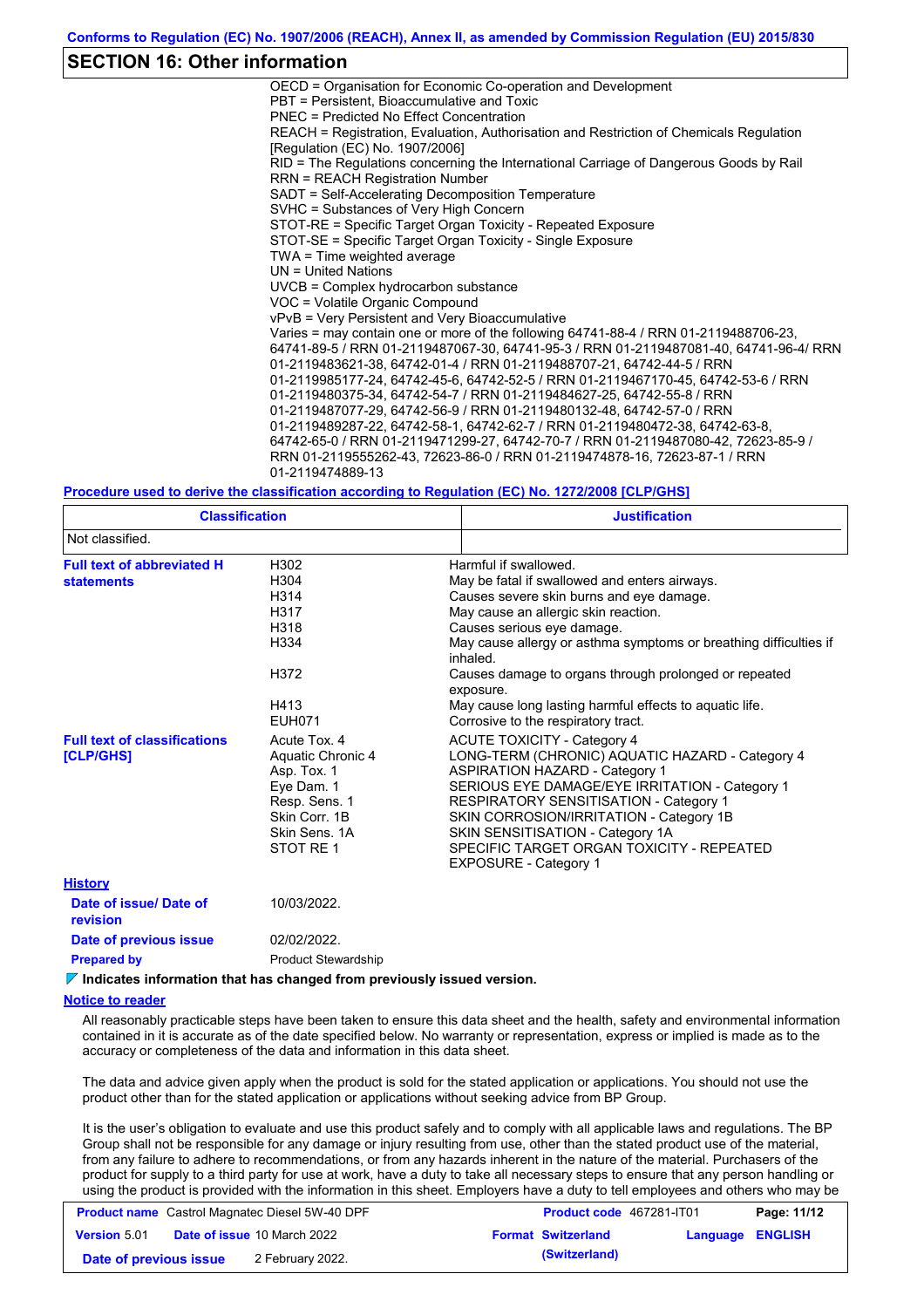## SECTION 16: Other information

OECD = Organisation for Economic Co-operation and Development
PBT = Persistent, Bioaccumulative and Toxic
PNEC = Predicted No Effect Concentration
REACH = Registration, Evaluation, Authorisation and Restriction of Chemicals Regulation [Regulation (EC) No. 1907/2006]
RID = The Regulations concerning the International Carriage of Dangerous Goods by Rail
RRN = REACH Registration Number
SADT = Self-Accelerating Decomposition Temperature
SVHC = Substances of Very High Concern
STOT-RE = Specific Target Organ Toxicity - Repeated Exposure
STOT-SE = Specific Target Organ Toxicity - Single Exposure
TWA = Time weighted average
UN = United Nations
UVCB = Complex hydrocarbon substance
VOC = Volatile Organic Compound
vPvB = Very Persistent and Very Bioaccumulative
Varies = may contain one or more of the following 64741-88-4 / RRN 01-2119488706-23, 64741-89-5 / RRN 01-2119487067-30, 64741-95-3 / RRN 01-2119487081-40, 64741-96-4/ RRN 01-2119483621-38, 64742-01-4 / RRN 01-2119488707-21, 64742-44-5 / RRN 01-2119985177-24, 64742-45-6, 64742-52-5 / RRN 01-2119467170-45, 64742-53-6 / RRN 01-2119480375-34, 64742-54-7 / RRN 01-2119484627-25, 64742-55-8 / RRN 01-2119487077-29, 64742-56-9 / RRN 01-2119480132-48, 64742-57-0 / RRN 01-2119489287-22, 64742-58-1, 64742-62-7 / RRN 01-2119480472-38, 64742-63-8, 64742-65-0 / RRN 01-2119471299-27, 64742-70-7 / RRN 01-2119487080-42, 72623-85-9 / RRN 01-2119555262-43, 72623-86-0 / RRN 01-2119474878-16, 72623-87-1 / RRN 01-2119474889-13

**Procedure used to derive the classification according to Regulation (EC) No. 1272/2008 [CLP/GHS]**

| Classification | Justification |
|---|---|
| Not classified. | |

**Full text of abbreviated H statements**

| | |
|---|---|
| H302 | Harmful if swallowed. |
| H304 | May be fatal if swallowed and enters airways. |
| H314 | Causes severe skin burns and eye damage. |
| H317 | May cause an allergic skin reaction. |
| H318 | Causes serious eye damage. |
| H334 | May cause allergy or asthma symptoms or breathing difficulties if inhaled. |
| H372 | Causes damage to organs through prolonged or repeated exposure. |
| H413 | May cause long lasting harmful effects to aquatic life. |
| EUH071 | Corrosive to the respiratory tract. |

**Full text of classifications [CLP/GHS]**

| | |
|---|---|
| Acute Tox. 4 | ACUTE TOXICITY - Category 4 |
| Aquatic Chronic 4 | LONG-TERM (CHRONIC) AQUATIC HAZARD - Category 4 |
| Asp. Tox. 1 | ASPIRATION HAZARD - Category 1 |
| Eye Dam. 1 | SERIOUS EYE DAMAGE/EYE IRRITATION - Category 1 |
| Resp. Sens. 1 | RESPIRATORY SENSITISATION - Category 1 |
| Skin Corr. 1B | SKIN CORROSION/IRRITATION - Category 1B |
| Skin Sens. 1A | SKIN SENSITISATION - Category 1A |
| STOT RE 1 | SPECIFIC TARGET ORGAN TOXICITY - REPEATED EXPOSURE - Category 1 |

**History**

**Date of issue/ Date of revision:** 10/03/2022.

**Date of previous issue:** 02/02/2022.

**Prepared by:** Product Stewardship

**Indicates information that has changed from previously issued version.**

**Notice to reader**

All reasonably practicable steps have been taken to ensure this data sheet and the health, safety and environmental information contained in it is accurate as of the date specified below. No warranty or representation, express or implied is made as to the accuracy or completeness of the data and information in this data sheet.

The data and advice given apply when the product is sold for the stated application or applications. You should not use the product other than for the stated application or applications without seeking advice from BP Group.

It is the user's obligation to evaluate and use this product safely and to comply with all applicable laws and regulations. The BP Group shall not be responsible for any damage or injury resulting from use, other than the stated product use of the material, from any failure to adhere to recommendations, or from any hazards inherent in the nature of the material. Purchasers of the product for supply to a third party for use at work, have a duty to take all necessary steps to ensure that any person handling or using the product is provided with the information in this sheet. Employers have a duty to tell employees and others who may be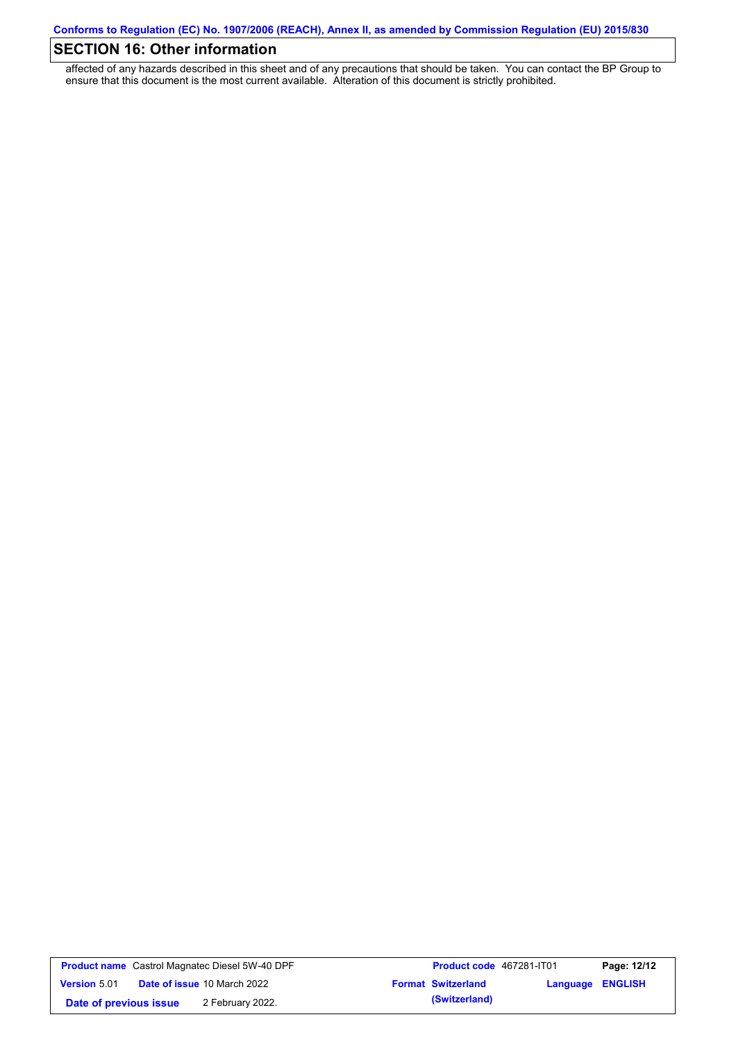## SECTION 16: Other information

affected of any hazards described in this sheet and of any precautions that should be taken. You can contact the BP Group to ensure that this document is the most current available. Alteration of this document is strictly prohibited.